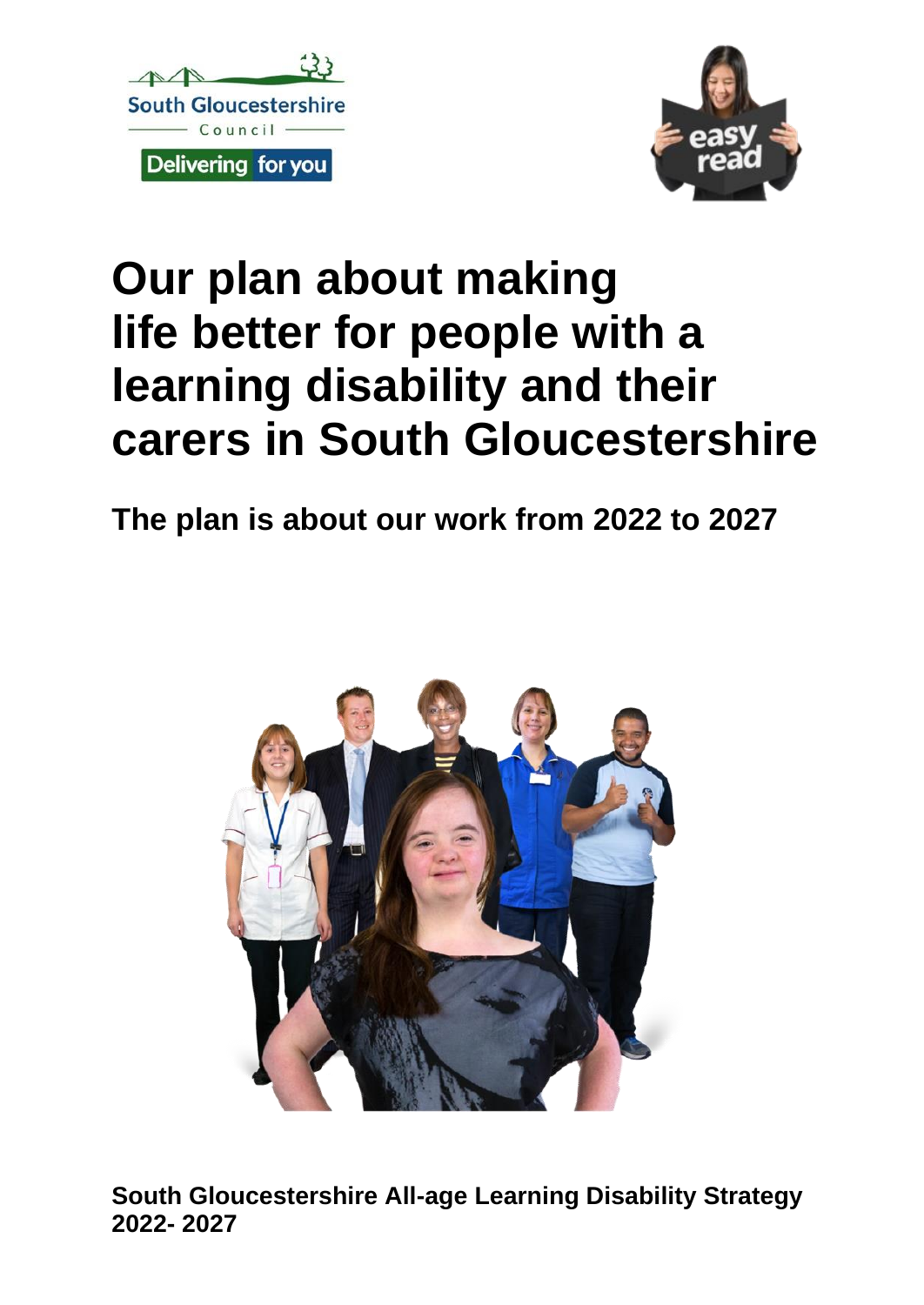South Gloucestershire Council

Delivering for you

easy read

# Our plan about making life better for people with a learning disability and their carers in South Gloucestershire

## The plan is about our work from 2022 to 2027

**South Gloucestershire All-age Learning Disability Strategy 2022- 2027**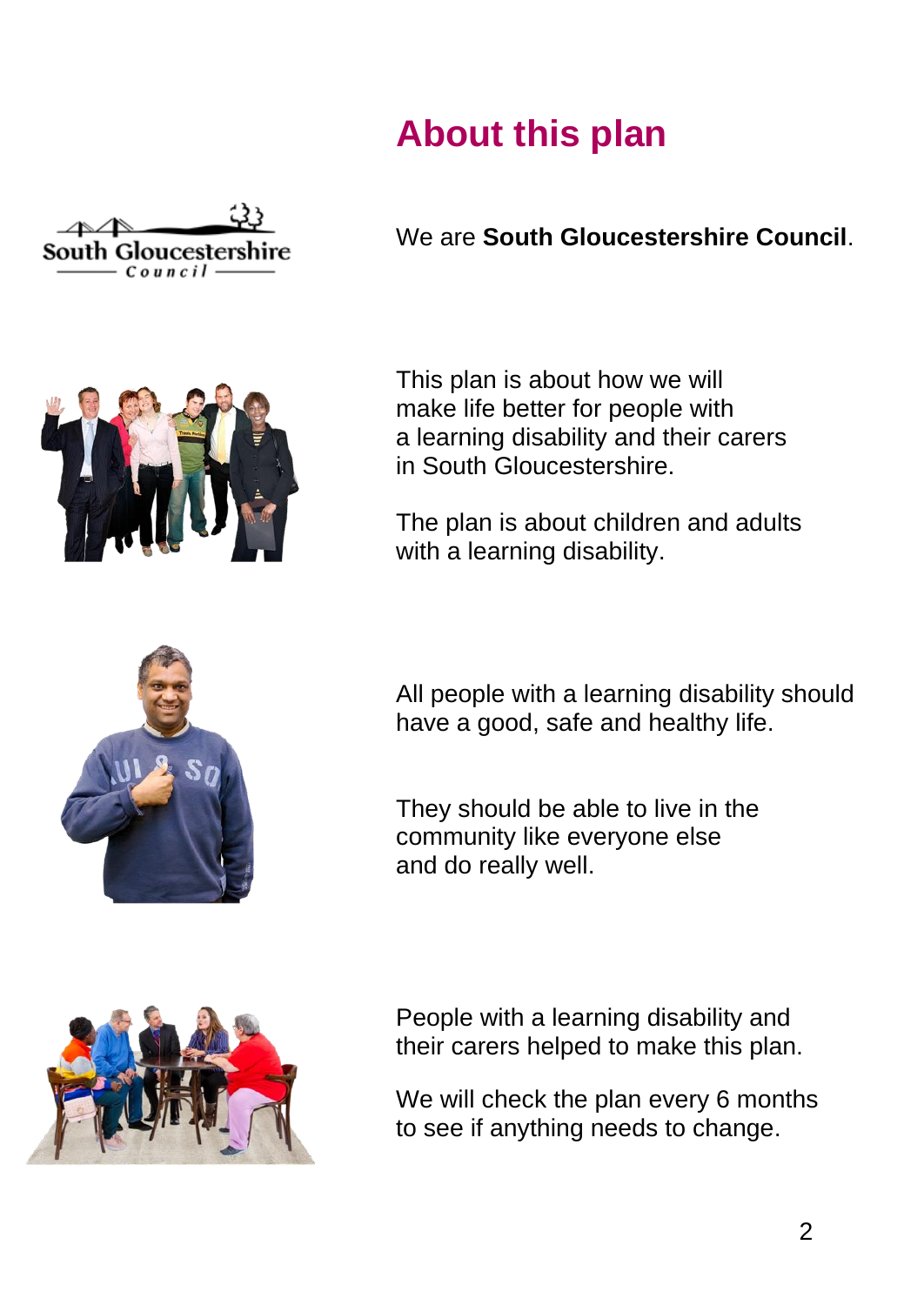# About this plan

We are **South Gloucestershire Council**.

This plan is about how we will make life better for people with a learning disability and their carers in South Gloucestershire.

The plan is about children and adults with a learning disability.

All people with a learning disability should have a good, safe and healthy life.

They should be able to live in the community like everyone else and do really well.

People with a learning disability and their carers helped to make this plan.

We will check the plan every 6 months to see if anything needs to change.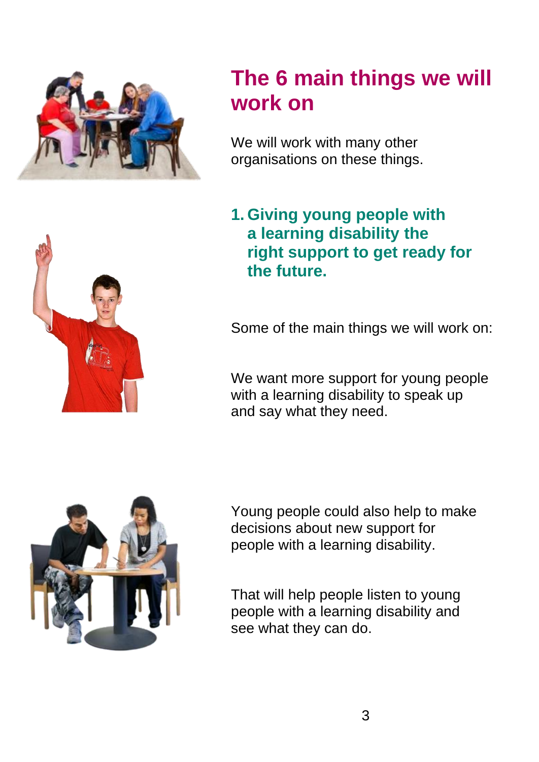# The 6 main things we will work on

We will work with many other organisations on these things.

## 1. Giving young people with a learning disability the right support to get ready for the future.

Some of the main things we will work on:

We want more support for young people with a learning disability to speak up and say what they need.

Young people could also help to make decisions about new support for people with a learning disability.

That will help people listen to young people with a learning disability and see what they can do.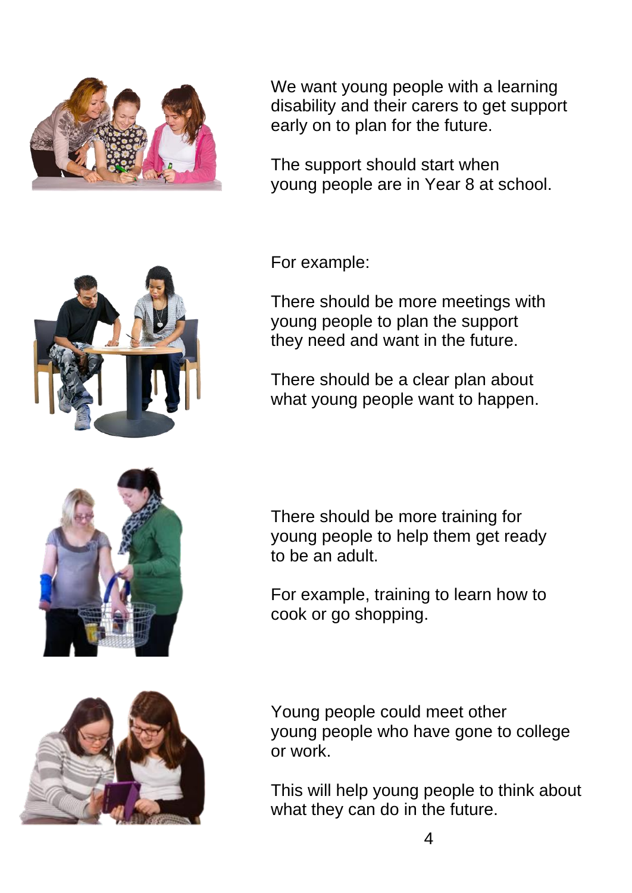We want young people with a learning disability and their carers to get support early on to plan for the future.

The support should start when young people are in Year 8 at school.

For example:

There should be more meetings with young people to plan the support they need and want in the future.

There should be a clear plan about what young people want to happen.

There should be more training for young people to help them get ready to be an adult.

For example, training to learn how to cook or go shopping.

Young people could meet other young people who have gone to college or work.

This will help young people to think about what they can do in the future.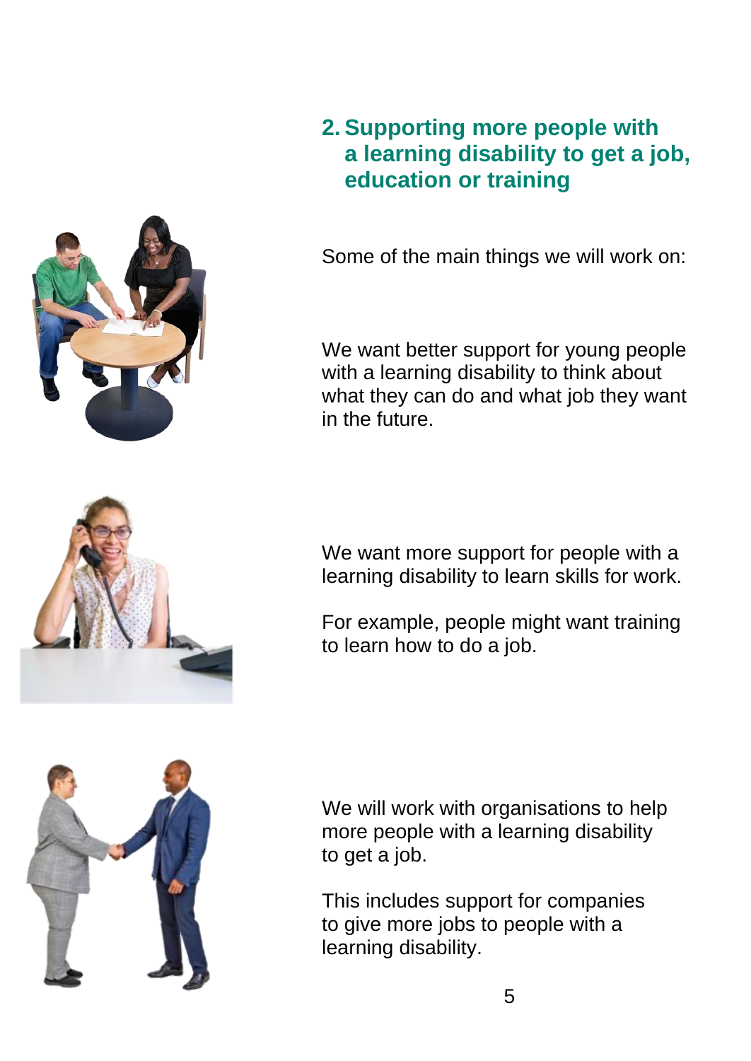## 2. Supporting more people with a learning disability to get a job, education or training

Some of the main things we will work on:

We want better support for young people with a learning disability to think about what they can do and what job they want in the future.

We want more support for people with a learning disability to learn skills for work.

For example, people might want training to learn how to do a job.

We will work with organisations to help more people with a learning disability to get a job.

This includes support for companies to give more jobs to people with a learning disability.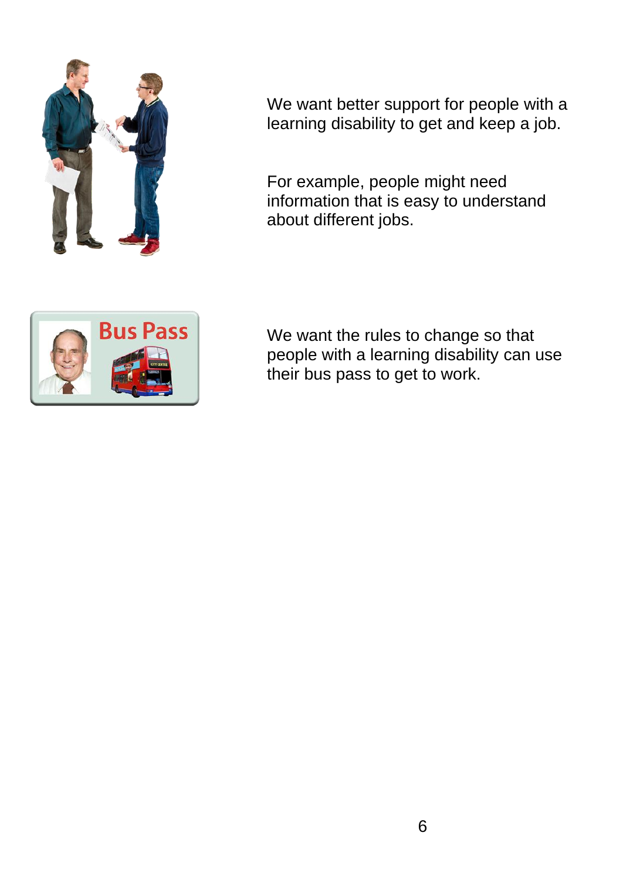We want better support for people with a learning disability to get and keep a job.

For example, people might need information that is easy to understand about different jobs.

We want the rules to change so that people with a learning disability can use their bus pass to get to work.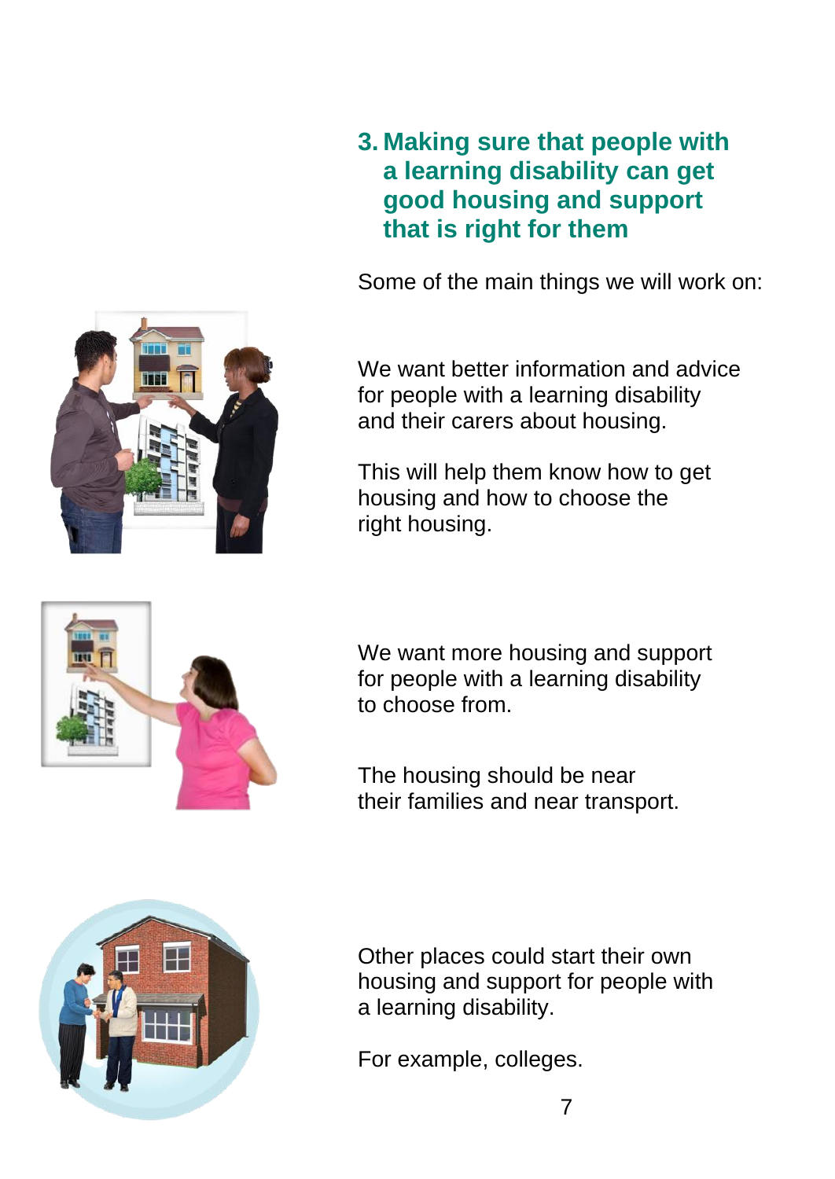## 3. Making sure that people with a learning disability can get good housing and support that is right for them

Some of the main things we will work on:

We want better information and advice for people with a learning disability and their carers about housing.

This will help them know how to get housing and how to choose the right housing.

We want more housing and support for people with a learning disability to choose from.

The housing should be near their families and near transport.

Other places could start their own housing and support for people with a learning disability.

For example, colleges.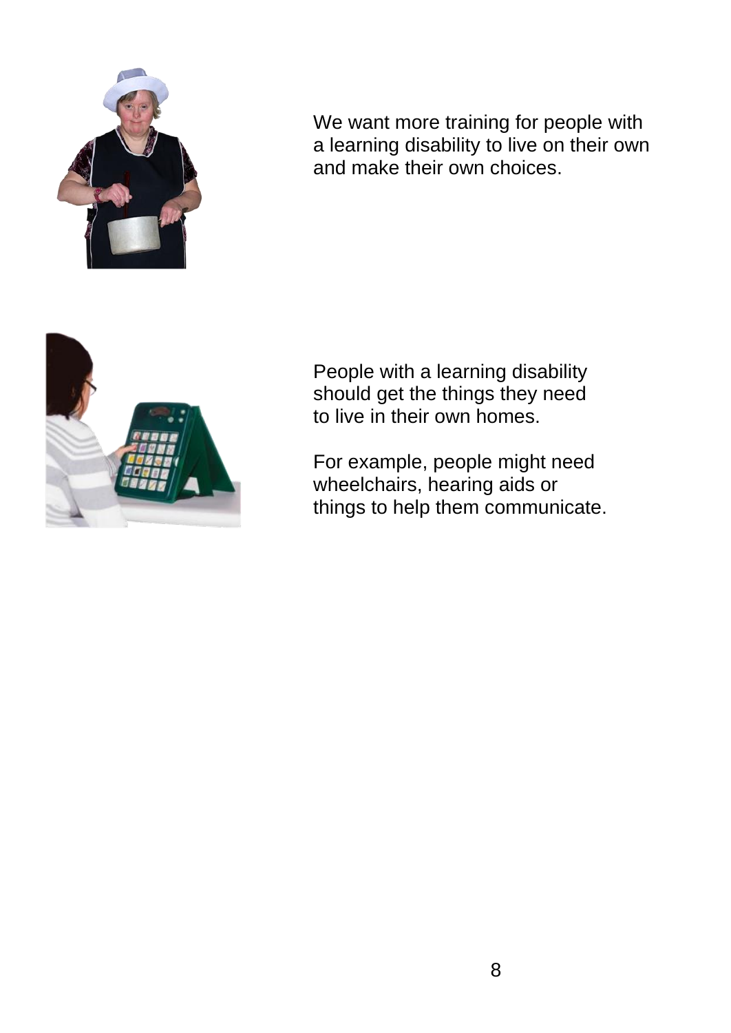We want more training for people with a learning disability to live on their own and make their own choices.

People with a learning disability should get the things they need to live in their own homes.

For example, people might need wheelchairs, hearing aids or things to help them communicate.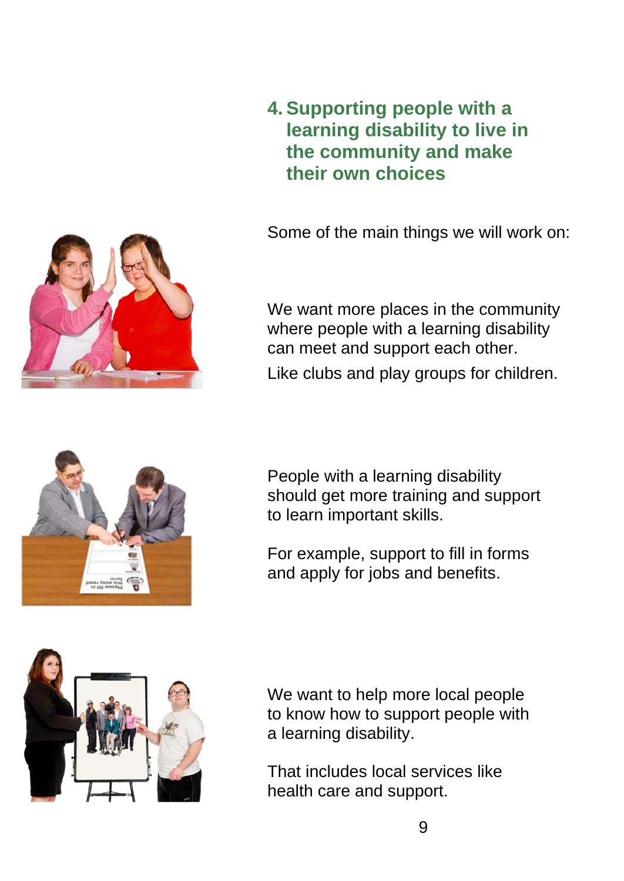## 4. Supporting people with a learning disability to live in the community and make their own choices

Some of the main things we will work on:

We want more places in the community where people with a learning disability can meet and support each other.

Like clubs and play groups for children.

People with a learning disability should get more training and support to learn important skills.

For example, support to fill in forms and apply for jobs and benefits.

We want to help more local people to know how to support people with a learning disability.

That includes local services like health care and support.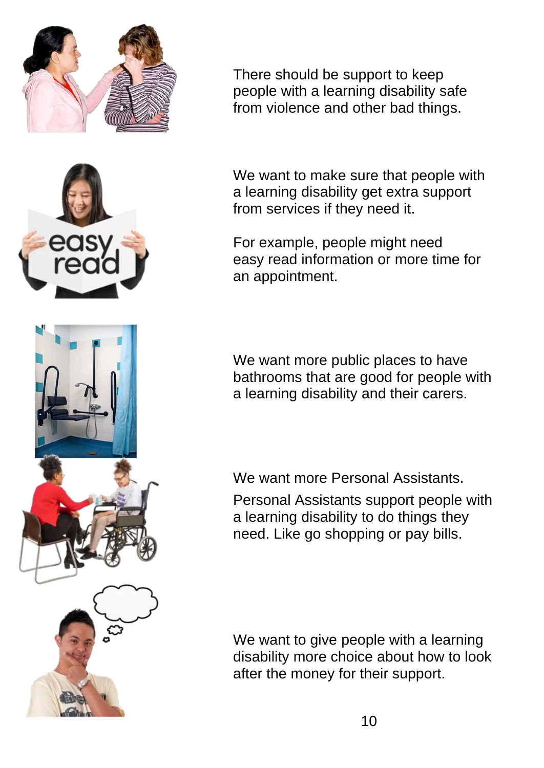There should be support to keep people with a learning disability safe from violence and other bad things.

We want to make sure that people with a learning disability get extra support from services if they need it.

For example, people might need easy read information or more time for an appointment.

We want more public places to have bathrooms that are good for people with a learning disability and their carers.

We want more Personal Assistants.

Personal Assistants support people with a learning disability to do things they need. Like go shopping or pay bills.

We want to give people with a learning disability more choice about how to look after the money for their support.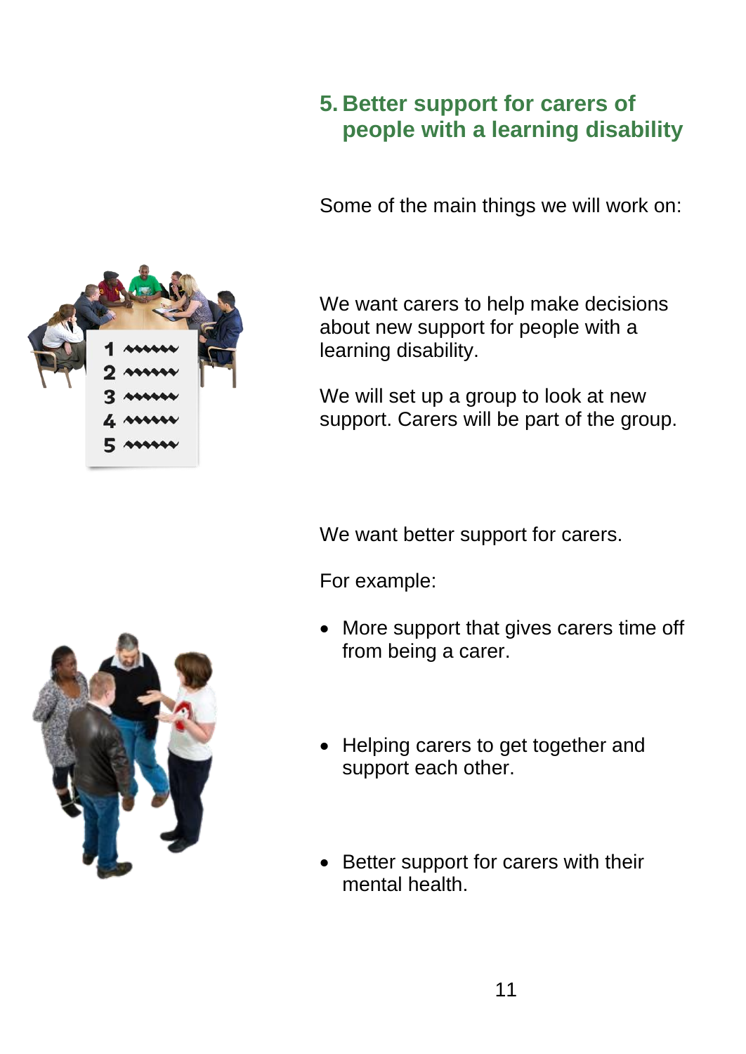## 5. Better support for carers of people with a learning disability

Some of the main things we will work on:

We want carers to help make decisions about new support for people with a learning disability.

We will set up a group to look at new support. Carers will be part of the group.

We want better support for carers.

For example:

- More support that gives carers time off from being a carer.
- Helping carers to get together and support each other.
- Better support for carers with their mental health.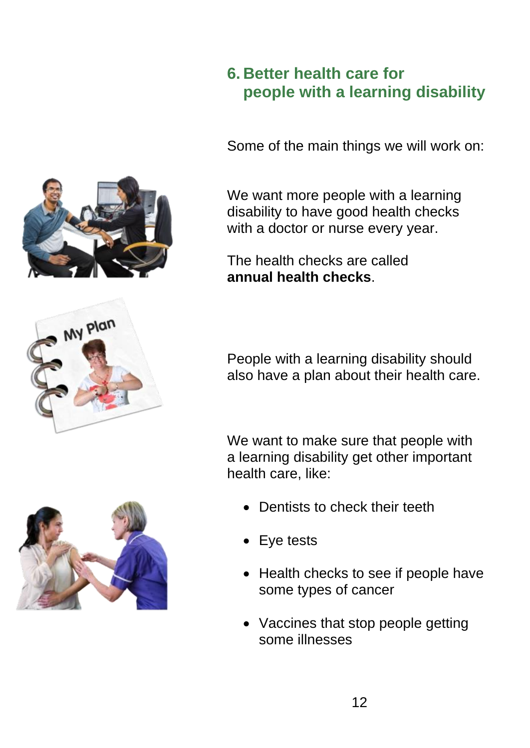## 6. Better health care for people with a learning disability

Some of the main things we will work on:

We want more people with a learning disability to have good health checks with a doctor or nurse every year.

The health checks are called **annual health checks**.

People with a learning disability should also have a plan about their health care.

We want to make sure that people with a learning disability get other important health care, like:

- Dentists to check their teeth
- Eye tests
- Health checks to see if people have some types of cancer
- Vaccines that stop people getting some illnesses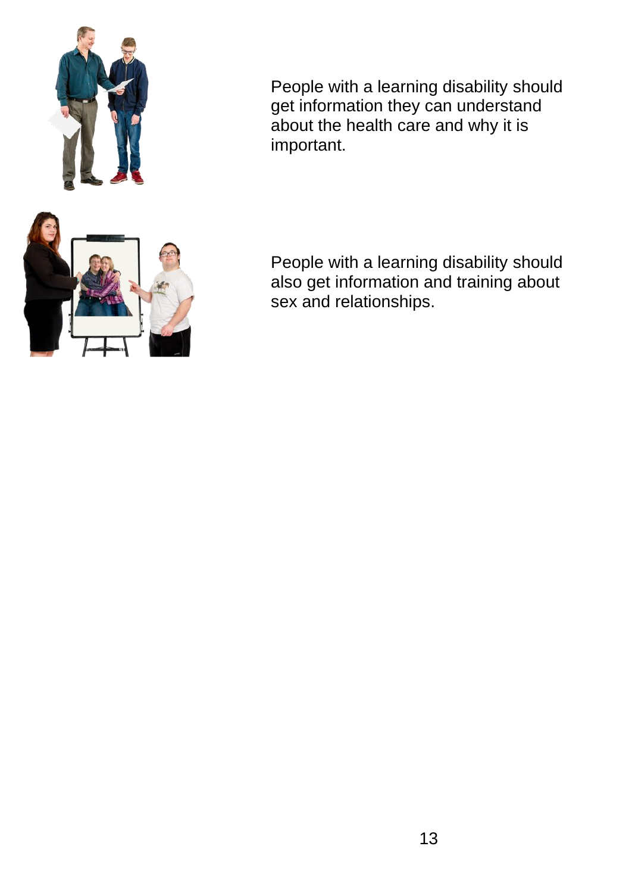People with a learning disability should get information they can understand about the health care and why it is important.

People with a learning disability should also get information and training about sex and relationships.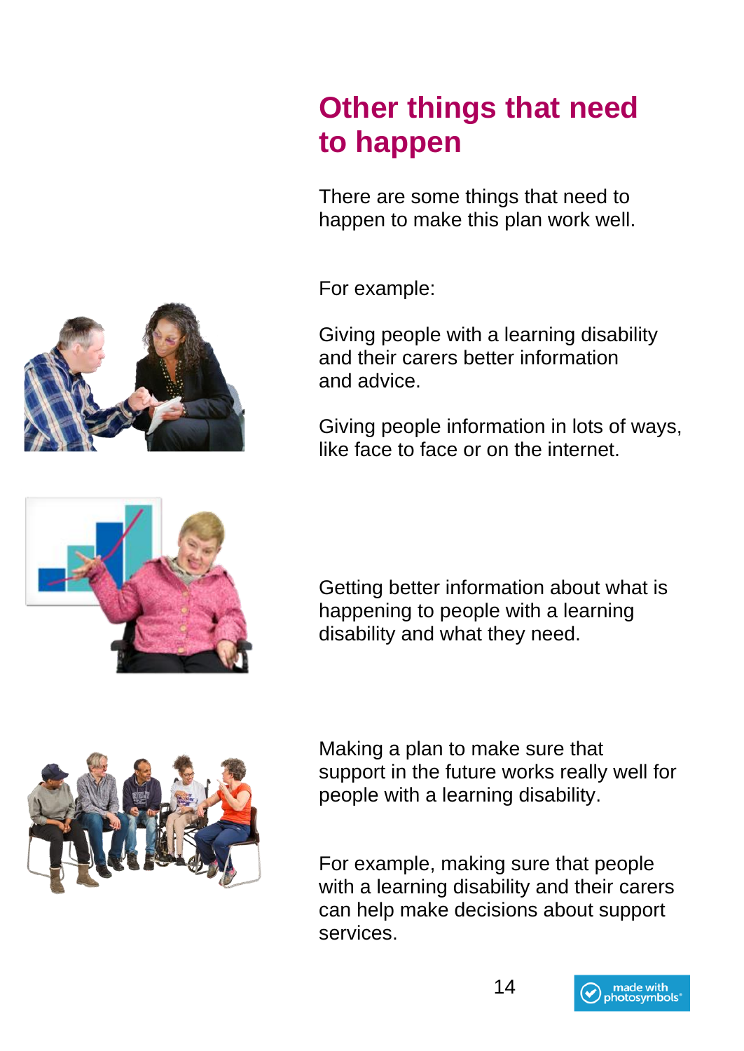## Other things that need to happen

There are some things that need to happen to make this plan work well.

For example:

Giving people with a learning disability and their carers better information and advice.

Giving people information in lots of ways, like face to face or on the internet.

Getting better information about what is happening to people with a learning disability and what they need.

Making a plan to make sure that support in the future works really well for people with a learning disability.

For example, making sure that people with a learning disability and their carers can help make decisions about support services.